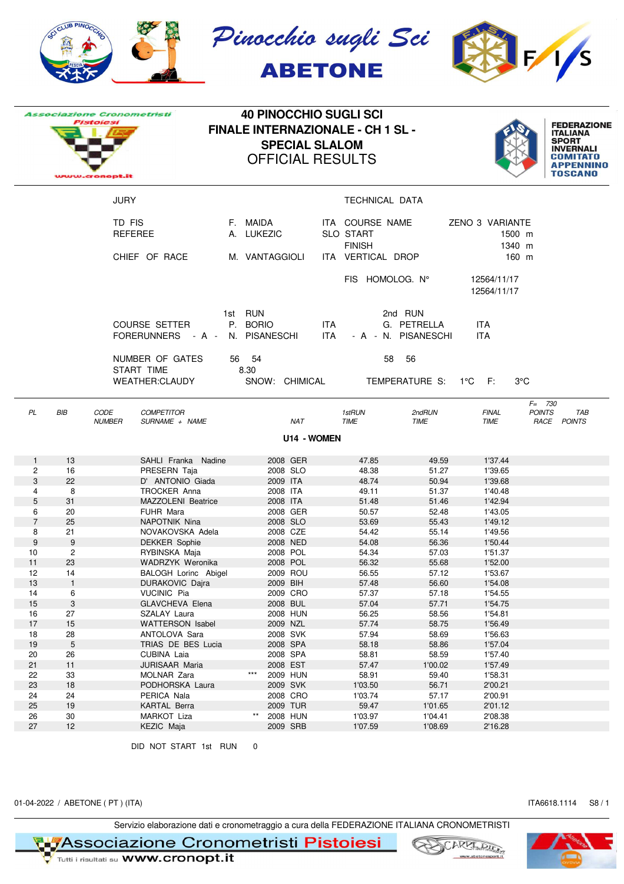Pinocchio sugli Sci

ABETONE

Associazione Cronometristi Pistoiesi

# 40 PINOCCHIO SUGLI SCI
## FINALE INTERNAZIONALE - CH 1 SL -
## SPECIAL SLALOM
## OFFICIAL RESULTS

FEDERAZIONE ITALIANA SPORT INVERNALI COMITATO APPENNINO TOSCANO

| JURY | | | TECHNICAL DATA | |
|---|---|---|---|---|
| TD FIS | F. MAIDA | ITA | COURSE NAME | ZENO 3 VARIANTE |
| REFEREE | A. LUKEZIC | SLO | START | 1500 m |
| | | | FINISH | 1340 m |
| CHIEF OF RACE | M. VANTAGGIOLI | ITA | VERTICAL DROP | 160 m |
| | | | FIS HOMOLOG. N° | 12564/11/17 |
| | | | | 12564/11/17 |

| | 1st RUN | | 2nd RUN | |
|---|---|---|---|---|
| COURSE SETTER | P. BORIO | ITA | G. PETRELLA | ITA |
| FORERUNNERS - A - | N. PISANESCHI | ITA | - A - N. PISANESCHI | ITA |
| NUMBER OF GATES | 56 54 | | 58 56 | |
| START TIME | 8.30 | | | |

WEATHER:CLAUDY SNOW: CHIMICAL TEMPERATURE S: 1°C F: 3°C

### U14 - WOMEN

| PL | BIB | CODE NUMBER | COMPETITOR SURNAME + NAME | | NAT | 1stRUN TIME | 2ndRUN TIME | FINAL TIME | F= 730 POINTS RACE | TAB POINTS |
|---|---|---|---|---|---|---|---|---|---|---|
| 1 | 13 | | SAHLI Franka Nadine | | 2008 GER | 47.85 | 49.59 | 1'37.44 | | |
| 2 | 16 | | PRESERN Taja | | 2008 SLO | 48.38 | 51.27 | 1'39.65 | | |
| 3 | 22 | | D' ANTONIO Giada | | 2009 ITA | 48.74 | 50.94 | 1'39.68 | | |
| 4 | 8 | | TROCKER Anna | | 2008 ITA | 49.11 | 51.37 | 1'40.48 | | |
| 5 | 31 | | MAZZOLENI Beatrice | | 2008 ITA | 51.48 | 51.46 | 1'42.94 | | |
| 6 | 20 | | FUHR Mara | | 2008 GER | 50.57 | 52.48 | 1'43.05 | | |
| 7 | 25 | | NAPOTNIK Nina | | 2008 SLO | 53.69 | 55.43 | 1'49.12 | | |
| 8 | 21 | | NOVAKOVSKA Adela | | 2008 CZE | 54.42 | 55.14 | 1'49.56 | | |
| 9 | 9 | | DEKKER Sophie | | 2008 NED | 54.08 | 56.36 | 1'50.44 | | |
| 10 | 2 | | RYBINSKA Maja | | 2008 POL | 54.34 | 57.03 | 1'51.37 | | |
| 11 | 23 | | WADRZYK Weronika | | 2008 POL | 56.32 | 55.68 | 1'52.00 | | |
| 12 | 14 | | BALOGH Lorinc Abigel | | 2009 ROU | 56.55 | 57.12 | 1'53.67 | | |
| 13 | 1 | | DURAKOVIC Dajra | | 2009 BIH | 57.48 | 56.60 | 1'54.08 | | |
| 14 | 6 | | VUCINIC Pia | | 2009 CRO | 57.37 | 57.18 | 1'54.55 | | |
| 15 | 3 | | GLAVCHEVA Elena | | 2008 BUL | 57.04 | 57.71 | 1'54.75 | | |
| 16 | 27 | | SZALAY Laura | | 2008 HUN | 56.25 | 58.56 | 1'54.81 | | |
| 17 | 15 | | WATTERSON Isabel | | 2009 NZL | 57.74 | 58.75 | 1'56.49 | | |
| 18 | 28 | | ANTOLOVA Sara | | 2008 SVK | 57.94 | 58.69 | 1'56.63 | | |
| 19 | 5 | | TRIAS DE BES Lucia | | 2008 SPA | 58.18 | 58.86 | 1'57.04 | | |
| 20 | 26 | | CUBINA Laia | | 2008 SPA | 58.81 | 58.59 | 1'57.40 | | |
| 21 | 11 | | JURISAAR Maria | | 2008 EST | 57.47 | 1'00.02 | 1'57.49 | | |
| 22 | 33 | | MOLNAR Zara | *** | 2009 HUN | 58.91 | 59.40 | 1'58.31 | | |
| 23 | 18 | | PODHORSKA Laura | | 2009 SVK | 1'03.50 | 56.71 | 2'00.21 | | |
| 24 | 24 | | PERICA Nala | | 2008 CRO | 1'03.74 | 57.17 | 2'00.91 | | |
| 25 | 19 | | KARTAL Berra | | 2009 TUR | 59.47 | 1'01.65 | 2'01.12 | | |
| 26 | 30 | | MARKOT Liza | ** | 2008 HUN | 1'03.97 | 1'04.41 | 2'08.38 | | |
| 27 | 12 | | KEZIC Maja | | 2009 SRB | 1'07.59 | 1'08.69 | 2'16.28 | | |

DID NOT START 1st RUN 0

01-04-2022 / ABETONE ( PT ) (ITA) ITA6618.1114 S8 / 1

Servizio elaborazione dati e cronometraggio a cura della FEDERAZIONE ITALIANA CRONOMETRISTI

Associazione Cronometristi Pistoiesi — Tutti i risultati su www.cronopt.it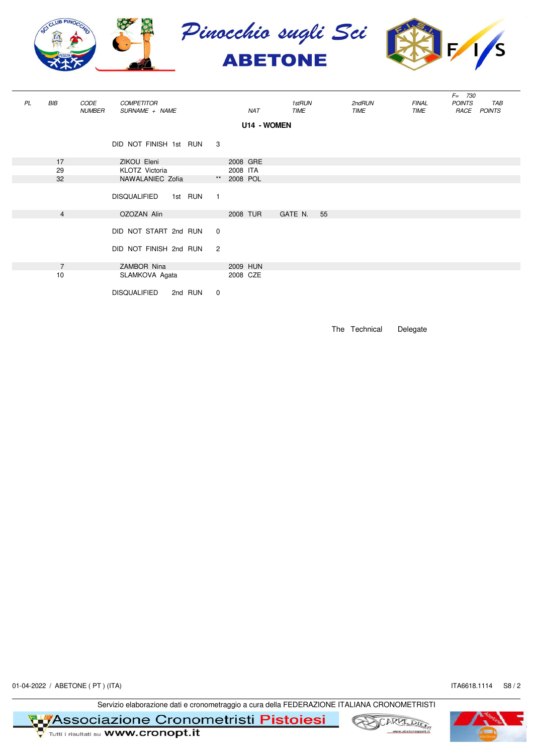# Pinocchio sugli Sci

## ABETONE

| PL | BIB | CODE NUMBER | COMPETITOR SURNAME + NAME | | NAT | 1stRUN TIME | 2ndRUN TIME | FINAL TIME | F= 730 POINTS RACE | TAB POINTS |
|---|---|---|---|---|---|---|---|---|---|---|

**U14 - WOMEN**

DID NOT FINISH 1st RUN 3

| PL | BIB | CODE NUMBER | COMPETITOR SURNAME + NAME | | NAT | 1stRUN TIME | 2ndRUN TIME | FINAL TIME | POINTS RACE | TAB POINTS |
|---|---|---|---|---|---|---|---|---|---|---|
| | 17 | | ZIKOU Eleni | | 2008 GRE | | | | | |
| | 29 | | KLOTZ Victoria | | 2008 ITA | | | | | |
| | 32 | | NAWALANIEC Zofia | ** | 2008 POL | | | | | |

DISQUALIFIED 1st RUN 1

| PL | BIB | CODE NUMBER | COMPETITOR SURNAME + NAME | | NAT | 1stRUN TIME | 2ndRUN TIME | FINAL TIME | POINTS RACE | TAB POINTS |
|---|---|---|---|---|---|---|---|---|---|---|
| | 4 | | OZOZAN Alin | | 2008 TUR | GATE N. 55 | | | | |

DID NOT START 2nd RUN 0

DID NOT FINISH 2nd RUN 2

| PL | BIB | CODE NUMBER | COMPETITOR SURNAME + NAME | | NAT | 1stRUN TIME | 2ndRUN TIME | FINAL TIME | POINTS RACE | TAB POINTS |
|---|---|---|---|---|---|---|---|---|---|---|
| | 7 | | ZAMBOR Nina | | 2009 HUN | | | | | |
| | 10 | | SLAMKOVA Agata | | 2008 CZE | | | | | |

DISQUALIFIED 2nd RUN 0

The Technical Delegate

01-04-2022 / ABETONE ( PT ) (ITA) ITA6618.1114 S8 / 2

Servizio elaborazione dati e cronometraggio a cura della FEDERAZIONE ITALIANA CRONOMETRISTI

Associazione Cronometristi Pistoiesi
Tutti i risultati su www.cronopt.it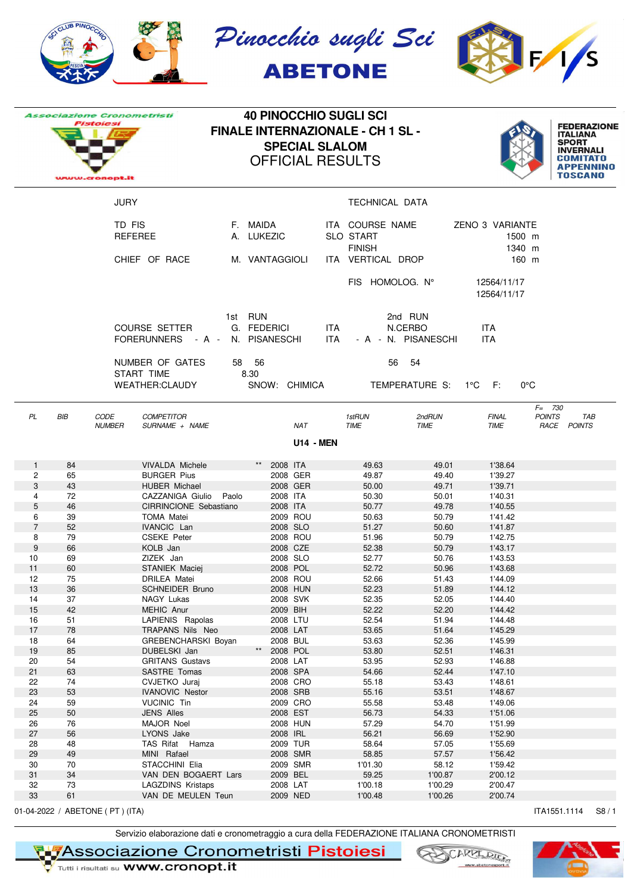Pinocchio sugli Sci
ABETONE

# 40 PINOCCHIO SUGLI SCI
## FINALE INTERNAZIONALE - CH 1 SL -
## SPECIAL SLALOM
## OFFICIAL RESULTS

Associazione Cronometristi Pistoiesi — www.cronopt.it

FEDERAZIONE ITALIANA SPORT INVERNALI COMITATO APPENNINO TOSCANO

| JURY | | | TECHNICAL DATA | |
|---|---|---|---|---|
| TD FIS | F. MAIDA | ITA | COURSE NAME | ZENO 3 VARIANTE |
| REFEREE | A. LUKEZIC | SLO | START | 1500 m |
| | | | FINISH | 1340 m |
| CHIEF OF RACE | M. VANTAGGIOLI | ITA | VERTICAL DROP | 160 m |
| | | | FIS HOMOLOG. N° | 12564/11/17 |
| | | | | 12564/11/17 |

| | 1st RUN | | 2nd RUN | |
|---|---|---|---|---|
| COURSE SETTER | G. FEDERICI | ITA | N.CERBO | ITA |
| FORERUNNERS - A - | N. PISANESCHI | ITA | - A - N. PISANESCHI | ITA |
| NUMBER OF GATES | 58 56 | | 56 54 | |
| START TIME | 8.30 | | | |
| WEATHER:CLAUDY | SNOW: CHIMICA | | TEMPERATURE S: 1°C F: 0°C | |

### U14 - MEN

| PL | BIB | CODE NUMBER | COMPETITOR SURNAME + NAME | | NAT | 1stRUN TIME | 2ndRUN TIME | FINAL TIME | F= 730 POINTS RACE | TAB POINTS |
|---|---|---|---|---|---|---|---|---|---|---|
| 1 | 84 | | VIVALDA Michele | ** | 2008 ITA | 49.63 | 49.01 | 1'38.64 | | |
| 2 | 65 | | BURGER Pius | | 2008 GER | 49.87 | 49.40 | 1'39.27 | | |
| 3 | 43 | | HUBER Michael | | 2008 GER | 50.00 | 49.71 | 1'39.71 | | |
| 4 | 72 | | CAZZANIGA Giulio Paolo | | 2008 ITA | 50.30 | 50.01 | 1'40.31 | | |
| 5 | 46 | | CIRRINCIONE Sebastiano | | 2008 ITA | 50.77 | 49.78 | 1'40.55 | | |
| 6 | 39 | | TOMA Matei | | 2009 ROU | 50.63 | 50.79 | 1'41.42 | | |
| 7 | 52 | | IVANCIC Lan | | 2008 SLO | 51.27 | 50.60 | 1'41.87 | | |
| 8 | 79 | | CSEKE Peter | | 2008 ROU | 51.96 | 50.79 | 1'42.75 | | |
| 9 | 66 | | KOLB Jan | | 2008 CZE | 52.38 | 50.79 | 1'43.17 | | |
| 10 | 69 | | ZIZEK Jan | | 2008 SLO | 52.77 | 50.76 | 1'43.53 | | |
| 11 | 60 | | STANIEK Maciej | | 2008 POL | 52.72 | 50.96 | 1'43.68 | | |
| 12 | 75 | | DRILEA Matei | | 2008 ROU | 52.66 | 51.43 | 1'44.09 | | |
| 13 | 36 | | SCHNEIDER Bruno | | 2008 HUN | 52.23 | 51.89 | 1'44.12 | | |
| 14 | 37 | | NAGY Lukas | | 2008 SVK | 52.35 | 52.05 | 1'44.40 | | |
| 15 | 42 | | MEHIC Anur | | 2009 BIH | 52.22 | 52.20 | 1'44.42 | | |
| 16 | 51 | | LAPIENIS Rapolas | | 2008 LTU | 52.54 | 51.94 | 1'44.48 | | |
| 17 | 78 | | TRAPANS Nils Neo | | 2008 LAT | 53.65 | 51.64 | 1'45.29 | | |
| 18 | 64 | | GREBENCHARSKI Boyan | | 2008 BUL | 53.63 | 52.36 | 1'45.99 | | |
| 19 | 85 | | DUBELSKI Jan | ** | 2008 POL | 53.80 | 52.51 | 1'46.31 | | |
| 20 | 54 | | GRITANS Gustavs | | 2008 LAT | 53.95 | 52.93 | 1'46.88 | | |
| 21 | 63 | | SASTRE Tomas | | 2008 SPA | 54.66 | 52.44 | 1'47.10 | | |
| 22 | 74 | | CVJETKO Juraj | | 2008 CRO | 55.18 | 53.43 | 1'48.61 | | |
| 23 | 53 | | IVANOVIC Nestor | | 2008 SRB | 55.16 | 53.51 | 1'48.67 | | |
| 24 | 59 | | VUCINIC Tin | | 2009 CRO | 55.58 | 53.48 | 1'49.06 | | |
| 25 | 50 | | JENS Alles | | 2008 EST | 56.73 | 54.33 | 1'51.06 | | |
| 26 | 76 | | MAJOR Noel | | 2008 HUN | 57.29 | 54.70 | 1'51.99 | | |
| 27 | 56 | | LYONS Jake | | 2008 IRL | 56.21 | 56.69 | 1'52.90 | | |
| 28 | 48 | | TAS Rifat Hamza | | 2009 TUR | 58.64 | 57.05 | 1'55.69 | | |
| 29 | 49 | | MINI Rafael | | 2008 SMR | 58.85 | 57.57 | 1'56.42 | | |
| 30 | 70 | | STACCHINI Elia | | 2009 SMR | 1'01.30 | 58.12 | 1'59.42 | | |
| 31 | 34 | | VAN DEN BOGAERT Lars | | 2009 BEL | 59.25 | 1'00.87 | 2'00.12 | | |
| 32 | 73 | | LAGZDINS Kristaps | | 2008 LAT | 1'00.18 | 1'00.29 | 2'00.47 | | |
| 33 | 61 | | VAN DE MEULEN Teun | | 2009 NED | 1'00.48 | 1'00.26 | 2'00.74 | | |

01-04-2022 / ABETONE ( PT ) (ITA) — ITA1551.1114 S8 / 1

Servizio elaborazione dati e cronometraggio a cura della FEDERAZIONE ITALIANA CRONOMETRISTI

Associazione Cronometristi Pistoiesi — Tutti i risultati su www.cronopt.it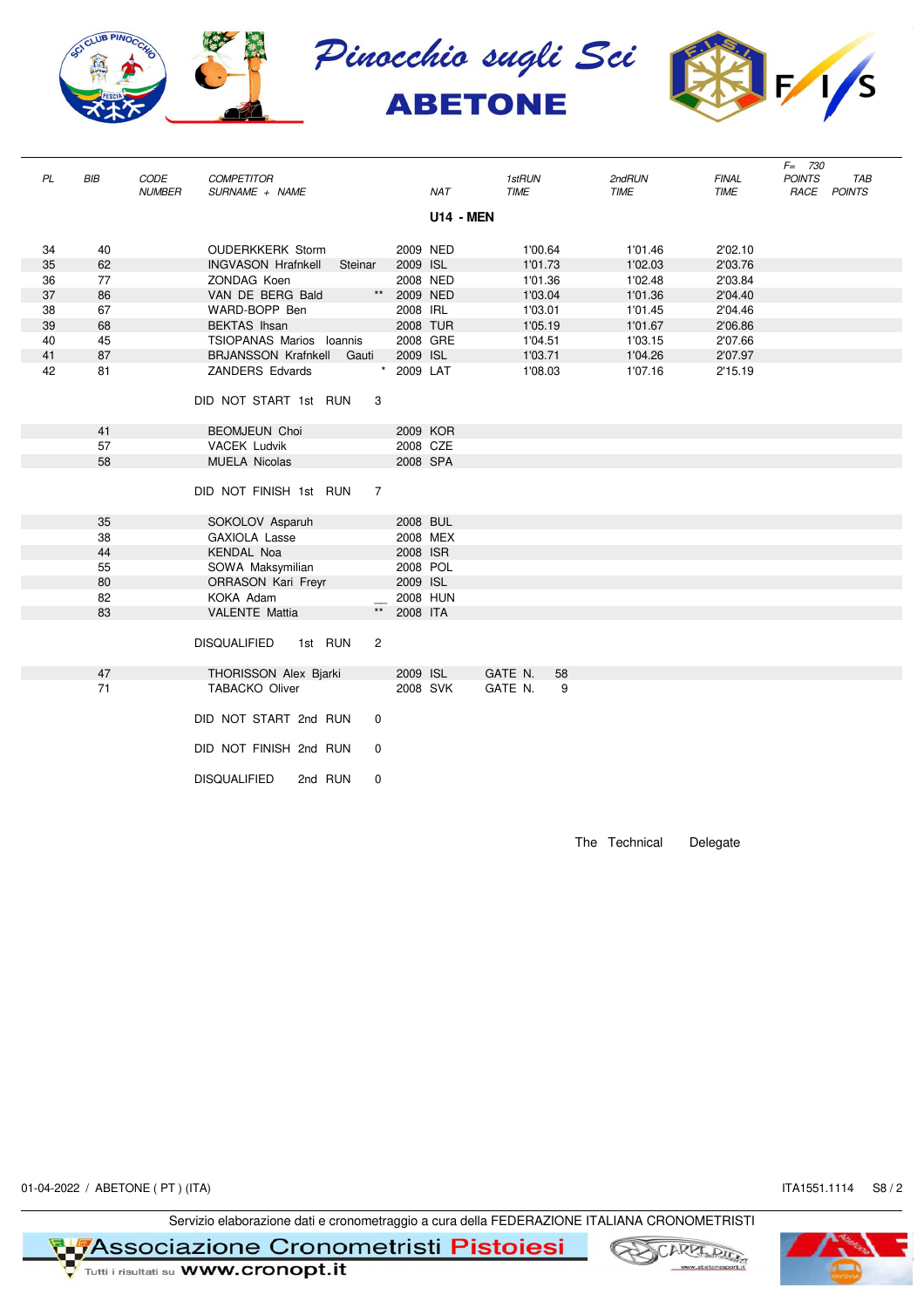# Pinocchio sugli Sci

## ABETONE

| PL | BIB | CODE NUMBER | COMPETITOR SURNAME + NAME | | NAT | 1stRUN TIME | 2ndRUN TIME | FINAL TIME | F= 730 POINTS RACE | TAB POINTS |
|---|---|---|---|---|---|---|---|---|---|---|
| | | | **U14 - MEN** | | | | | | | |
| 34 | 40 | | OUDERKKERK Storm | 2009 | NED | 1'00.64 | 1'01.46 | 2'02.10 | | |
| 35 | 62 | | INGVASON Hrafnkell Steinar | 2009 | ISL | 1'01.73 | 1'02.03 | 2'03.76 | | |
| 36 | 77 | | ZONDAG Koen | 2008 | NED | 1'01.36 | 1'02.48 | 2'03.84 | | |
| 37 | 86 | | VAN DE BERG Bald ** | 2009 | NED | 1'03.04 | 1'01.36 | 2'04.40 | | |
| 38 | 67 | | WARD-BOPP Ben | 2008 | IRL | 1'03.01 | 1'01.45 | 2'04.46 | | |
| 39 | 68 | | BEKTAS Ihsan | 2008 | TUR | 1'05.19 | 1'01.67 | 2'06.86 | | |
| 40 | 45 | | TSIOPANAS Marios Ioannis | 2008 | GRE | 1'04.51 | 1'03.15 | 2'07.66 | | |
| 41 | 87 | | BRJANSSON Krafnkell Gauti | 2009 | ISL | 1'03.71 | 1'04.26 | 2'07.97 | | |
| 42 | 81 | | ZANDERS Edvards * | 2009 | LAT | 1'08.03 | 1'07.16 | 2'15.19 | | |

DID NOT START 1st RUN 3

| | BIB | | COMPETITOR | | NAT |
|---|---|---|---|---|---|
| | 41 | | BEOMJEUN Choi | 2009 | KOR |
| | 57 | | VACEK Ludvik | 2008 | CZE |
| | 58 | | MUELA Nicolas | 2008 | SPA |

DID NOT FINISH 1st RUN 7

| | BIB | | COMPETITOR | | NAT |
|---|---|---|---|---|---|
| | 35 | | SOKOLOV Asparuh | 2008 | BUL |
| | 38 | | GAXIOLA Lasse | 2008 | MEX |
| | 44 | | KENDAL Noa | 2008 | ISR |
| | 55 | | SOWA Maksymilian | 2008 | POL |
| | 80 | | ORRASON Kari Freyr | 2009 | ISL |
| | 82 | | KOKA Adam | 2008 | HUN |
| | 83 | | VALENTE Mattia ** | 2008 | ITA |

DISQUALIFIED 1st RUN 2

| | BIB | | COMPETITOR | | NAT | | |
|---|---|---|---|---|---|---|---|
| | 47 | | THORISSON Alex Bjarki | 2009 | ISL | GATE N. | 58 |
| | 71 | | TABACKO Oliver | 2008 | SVK | GATE N. | 9 |

DID NOT START 2nd RUN 0

DID NOT FINISH 2nd RUN 0

DISQUALIFIED 2nd RUN 0

The Technical Delegate

01-04-2022 / ABETONE ( PT ) (ITA) ITA1551.1114

Servizio elaborazione dati e cronometraggio a cura della FEDERAZIONE ITALIANA CRONOMETRISTI

Associazione Cronometristi Pistoiesi — Tutti i risultati su www.cronopt.it